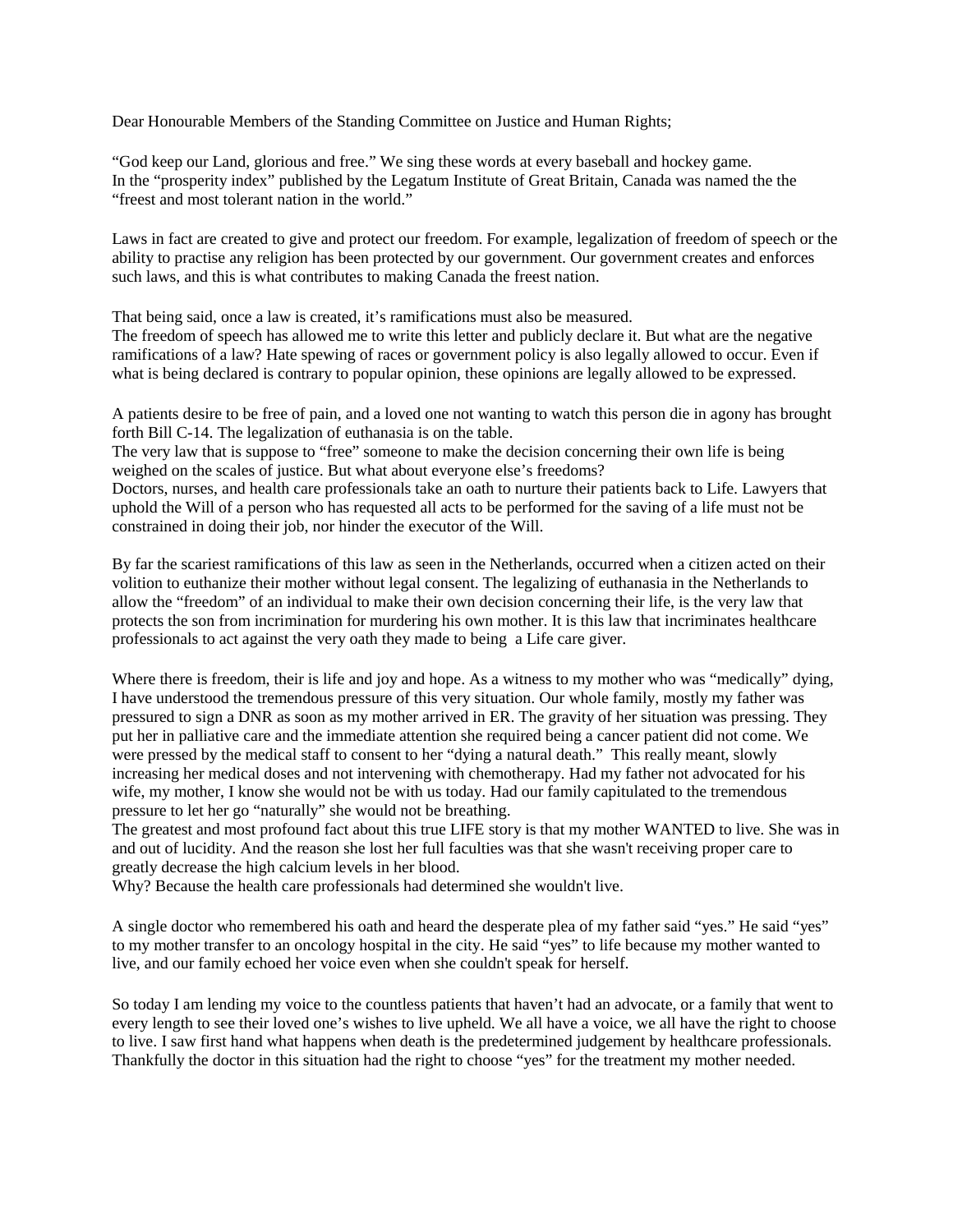Dear Honourable Members of the Standing Committee on Justice and Human Rights;

"God keep our Land, glorious and free." We sing these words at every baseball and hockey game.
In the "prosperity index" published by the Legatum Institute of Great Britain, Canada was named the the "freest and most tolerant nation in the world."

Laws in fact are created to give and protect our freedom. For example, legalization of freedom of speech or the ability to practise any religion has been protected by our government. Our government creates and enforces such laws, and this is what contributes to making Canada the freest nation.

That being said, once a law is created, it's ramifications must also be measured.
The freedom of speech has allowed me to write this letter and publicly declare it. But what are the negative ramifications of a law? Hate spewing of races or government policy is also legally allowed to occur. Even if what is being declared is contrary to popular opinion, these opinions are legally allowed to be expressed.

A patients desire to be free of pain, and a loved one not wanting to watch this person die in agony has brought forth Bill C-14. The legalization of euthanasia is on the table.
The very law that is suppose to "free" someone to make the decision concerning their own life is being weighed on the scales of justice. But what about everyone else's freedoms?
Doctors, nurses, and health care professionals take an oath to nurture their patients back to Life. Lawyers that uphold the Will of a person who has requested all acts to be performed for the saving of a life must not be constrained in doing their job, nor hinder the executor of the Will.

By far the scariest ramifications of this law as seen in the Netherlands, occurred when a citizen acted on their volition to euthanize their mother without legal consent. The legalizing of euthanasia in the Netherlands to allow the "freedom" of an individual to make their own decision concerning their life, is the very law that protects the son from incrimination for murdering his own mother. It is this law that incriminates healthcare professionals to act against the very oath they made to being a Life care giver.

Where there is freedom, their is life and joy and hope. As a witness to my mother who was "medically" dying, I have understood the tremendous pressure of this very situation. Our whole family, mostly my father was pressured to sign a DNR as soon as my mother arrived in ER. The gravity of her situation was pressing. They put her in palliative care and the immediate attention she required being a cancer patient did not come. We were pressed by the medical staff to consent to her "dying a natural death." This really meant, slowly increasing her medical doses and not intervening with chemotherapy. Had my father not advocated for his wife, my mother, I know she would not be with us today. Had our family capitulated to the tremendous pressure to let her go "naturally" she would not be breathing.
The greatest and most profound fact about this true LIFE story is that my mother WANTED to live. She was in and out of lucidity. And the reason she lost her full faculties was that she wasn't receiving proper care to greatly decrease the high calcium levels in her blood.
Why? Because the health care professionals had determined she wouldn't live.

A single doctor who remembered his oath and heard the desperate plea of my father said "yes." He said "yes" to my mother transfer to an oncology hospital in the city. He said "yes" to life because my mother wanted to live, and our family echoed her voice even when she couldn't speak for herself.

So today I am lending my voice to the countless patients that haven't had an advocate, or a family that went to every length to see their loved one's wishes to live upheld. We all have a voice, we all have the right to choose to live. I saw first hand what happens when death is the predetermined judgement by healthcare professionals. Thankfully the doctor in this situation had the right to choose "yes" for the treatment my mother needed.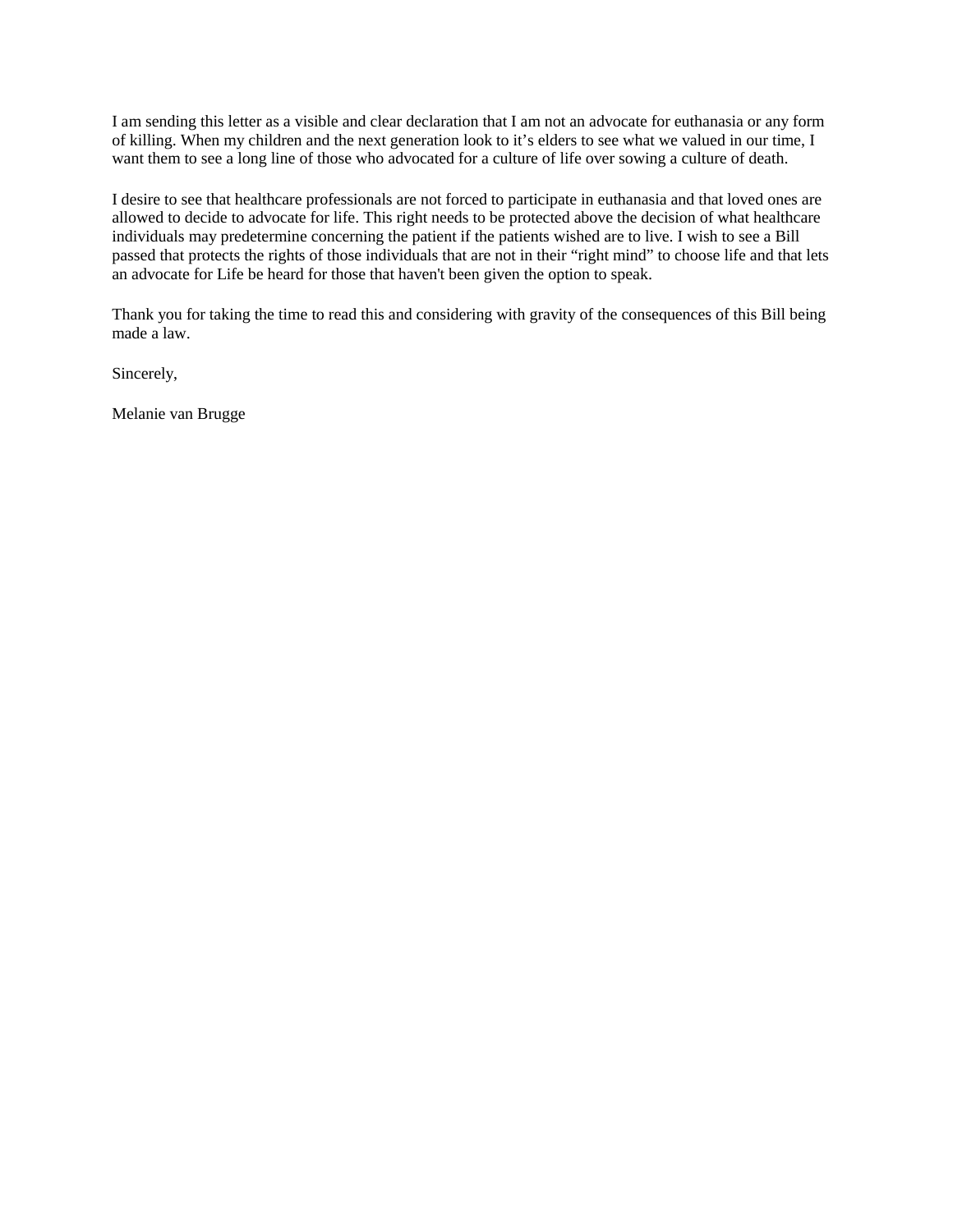I am sending this letter as a visible and clear declaration that I am not an advocate for euthanasia or any form of killing. When my children and the next generation look to it's elders to see what we valued in our time, I want them to see a long line of those who advocated for a culture of life over sowing a culture of death.

I desire to see that healthcare professionals are not forced to participate in euthanasia and that loved ones are allowed to decide to advocate for life. This right needs to be protected above the decision of what healthcare individuals may predetermine concerning the patient if the patients wished are to live. I wish to see a Bill passed that protects the rights of those individuals that are not in their "right mind" to choose life and that lets an advocate for Life be heard for those that haven't been given the option to speak.

Thank you for taking the time to read this and considering with gravity of the consequences of this Bill being made a law.

Sincerely,

Melanie van Brugge